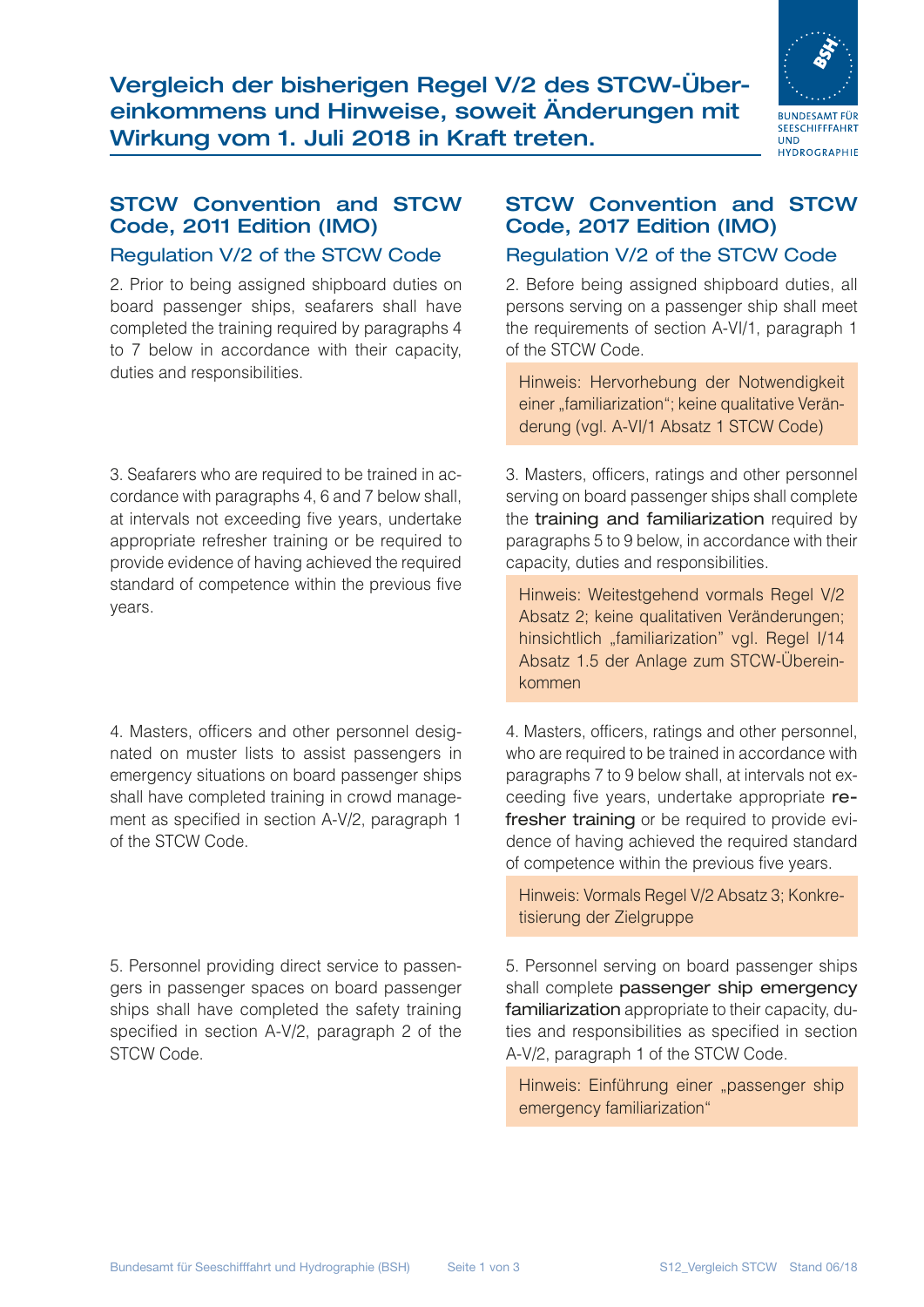# Vergleich der bisherigen Regel V/2 des STCW-Übereinkommens und Hinweise, soweit Änderungen mit Wirkung vom 1. Juli 2018 in Kraft treten.

BUNDESAMT FÜR SEESCHIFFFAHRT UND HYDROGRAPHIE

| STCW Convention and STCW Code, 2011 Edition (IMO) — Regulation V/2 of the STCW Code | STCW Convention and STCW Code, 2017 Edition (IMO) — Regulation V/2 of the STCW Code |
|---|---|
| 2. Prior to being assigned shipboard duties on board passenger ships, seafarers shall have completed the training required by paragraphs 4 to 7 below in accordance with their capacity, duties and responsibilities. | 2. Before being assigned shipboard duties, all persons serving on a passenger ship shall meet the requirements of section A-VI/1, paragraph 1 of the STCW Code.<br><br>Hinweis: Hervorhebung der Notwendigkeit einer „familiarization"; keine qualitative Veränderung (vgl. A-VI/1 Absatz 1 STCW Code) |
| 3. Seafarers who are required to be trained in accordance with paragraphs 4, 6 and 7 below shall, at intervals not exceeding five years, undertake appropriate refresher training or be required to provide evidence of having achieved the required standard of competence within the previous five years. | 3. Masters, officers, ratings and other personnel serving on board passenger ships shall complete the **training and familiarization** required by paragraphs 5 to 9 below, in accordance with their capacity, duties and responsibilities.<br><br>Hinweis: Weitestgehend vormals Regel V/2 Absatz 2; keine qualitativen Veränderungen; hinsichtlich „familiarization" vgl. Regel I/14 Absatz 1.5 der Anlage zum STCW-Übereinkommen |
| 4. Masters, officers and other personnel designated on muster lists to assist passengers in emergency situations on board passenger ships shall have completed training in crowd management as specified in section A-V/2, paragraph 1 of the STCW Code. | 4. Masters, officers, ratings and other personnel, who are required to be trained in accordance with paragraphs 7 to 9 below shall, at intervals not exceeding five years, undertake appropriate **refresher training** or be required to provide evidence of having achieved the required standard of competence within the previous five years.<br><br>Hinweis: Vormals Regel V/2 Absatz 3; Konkretisierung der Zielgruppe |
| 5. Personnel providing direct service to passengers in passenger spaces on board passenger ships shall have completed the safety training specified in section A-V/2, paragraph 2 of the STCW Code. | 5. Personnel serving on board passenger ships shall complete **passenger ship emergency familiarization** appropriate to their capacity, duties and responsibilities as specified in section A-V/2, paragraph 1 of the STCW Code.<br><br>Hinweis: Einführung einer „passenger ship emergency familiarization" |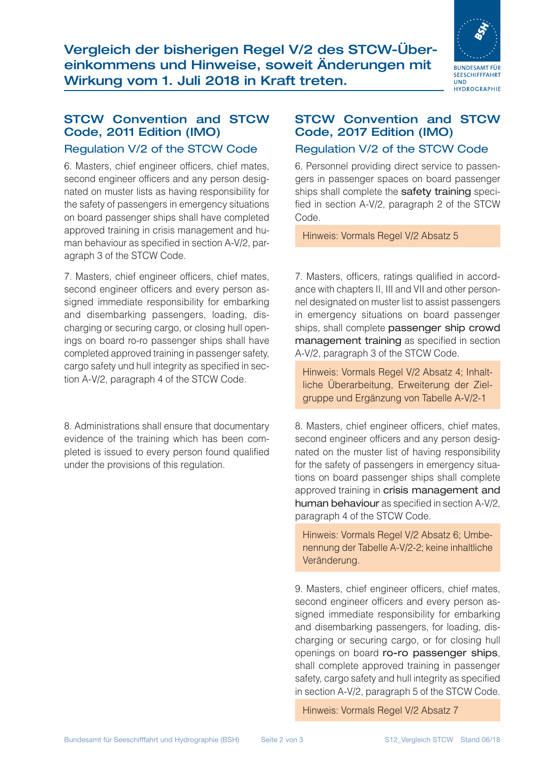# Vergleich der bisherigen Regel V/2 des STCW-Übereinkommens und Hinweise, soweit Änderungen mit Wirkung vom 1. Juli 2018 in Kraft treten.

## STCW Convention and STCW Code, 2011 Edition (IMO)

### Regulation V/2 of the STCW Code

6. Masters, chief engineer officers, chief mates, second engineer officers and any person designated on muster lists as having responsibility for the safety of passengers in emergency situations on board passenger ships shall have completed approved training in crisis management and human behaviour as specified in section A-V/2, paragraph 3 of the STCW Code.

7. Masters, chief engineer officers, chief mates, second engineer officers and every person assigned immediate responsibility for embarking and disembarking passengers, loading, discharging or securing cargo, or closing hull openings on board ro-ro passenger ships shall have completed approved training in passenger safety, cargo safety und hull integrity as specified in section A-V/2, paragraph 4 of the STCW Code.

8. Administrations shall ensure that documentary evidence of the training which has been completed is issued to every person found qualified under the provisions of this regulation.

## STCW Convention and STCW Code, 2017 Edition (IMO)

### Regulation V/2 of the STCW Code

6. Personnel providing direct service to passengers in passenger spaces on board passenger ships shall complete the **safety training** specified in section A-V/2, paragraph 2 of the STCW Code.

> Hinweis: Vormals Regel V/2 Absatz 5

7. Masters, officers, ratings qualified in accordance with chapters II, III and VII and other personnel designated on muster list to assist passengers in emergency situations on board passenger ships, shall complete **passenger ship crowd management training** as specified in section A-V/2, paragraph 3 of the STCW Code.

> Hinweis: Vormals Regel V/2 Absatz 4; Inhaltliche Überarbeitung, Erweiterung der Zielgruppe und Ergänzung von Tabelle A-V/2-1

8. Masters, chief engineer officers, chief mates, second engineer officers and any person designated on the muster list of having responsibility for the safety of passengers in emergency situations on board passenger ships shall complete approved training in **crisis management and human behaviour** as specified in section A-V/2, paragraph 4 of the STCW Code.

> Hinweis: Vormals Regel V/2 Absatz 6; Umbenennung der Tabelle A-V/2-2; keine inhaltliche Veränderung.

9. Masters, chief engineer officers, chief mates, second engineer officers and every person assigned immediate responsibility for embarking and disembarking passengers, for loading, discharging or securing cargo, or for closing hull openings on board **ro-ro passenger ships**, shall complete approved training in passenger safety, cargo safety and hull integrity as specified in section A-V/2, paragraph 5 of the STCW Code.

> Hinweis: Vormals Regel V/2 Absatz 7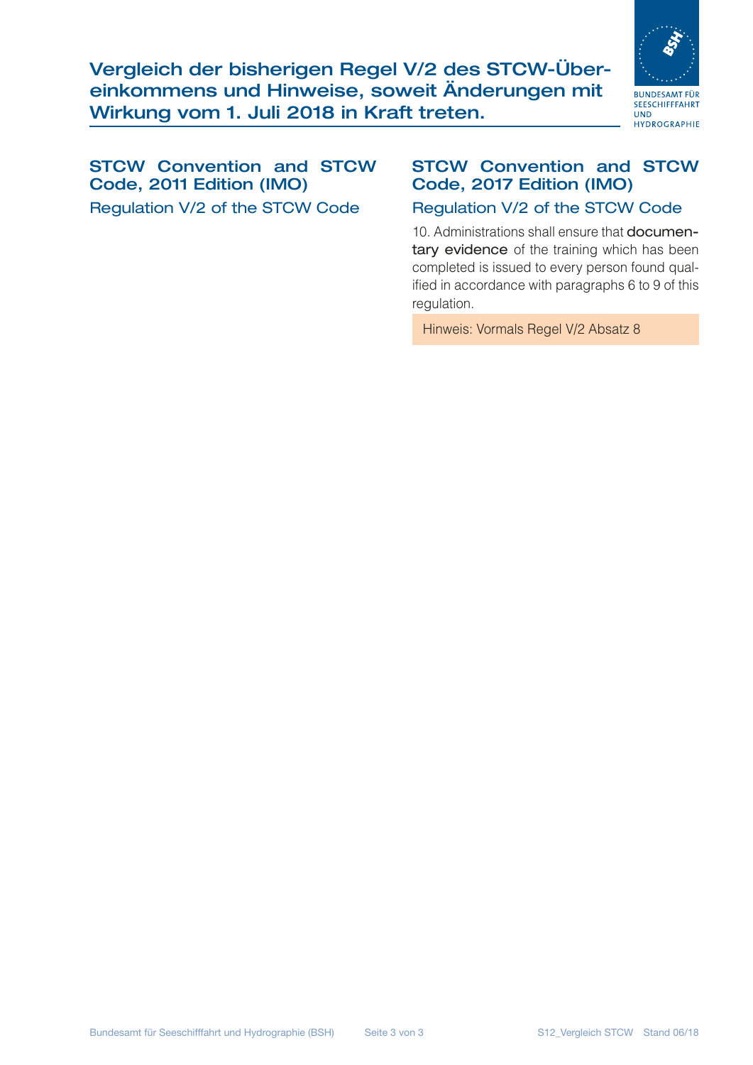# Vergleich der bisherigen Regel V/2 des STCW-Übereinkommens und Hinweise, soweit Änderungen mit Wirkung vom 1. Juli 2018 in Kraft treten.

## STCW Convention and STCW Code, 2011 Edition (IMO)

### Regulation V/2 of the STCW Code

## STCW Convention and STCW Code, 2017 Edition (IMO)

### Regulation V/2 of the STCW Code

10. Administrations shall ensure that **documentary evidence** of the training which has been completed is issued to every person found qualified in accordance with paragraphs 6 to 9 of this regulation.

Hinweis: Vormals Regel V/2 Absatz 8